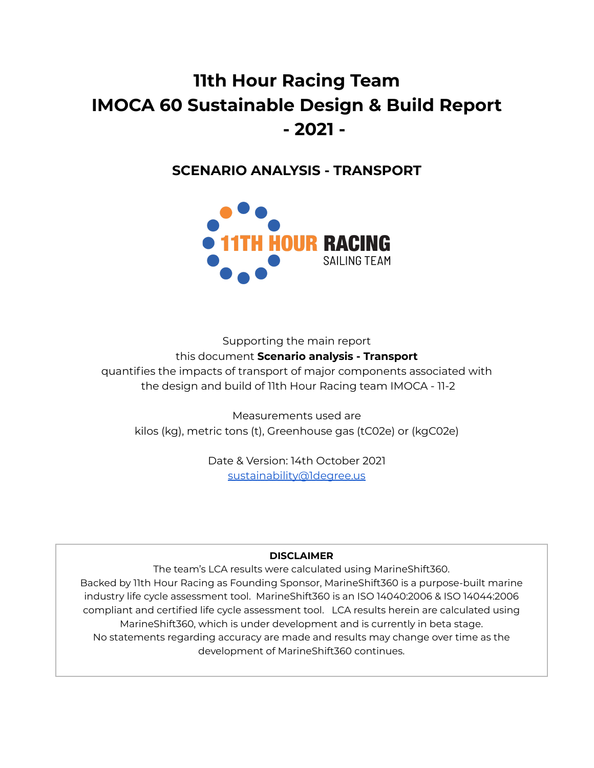# 11th Hour Racing Team
# IMOCA 60 Sustainable Design & Build Report
# - 2021 -

## SCENARIO ANALYSIS - TRANSPORT

11TH HOUR RACING
SAILING TEAM

Supporting the main report
this document **Scenario analysis - Transport**
quantifies the impacts of transport of major components associated with the design and build of 11th Hour Racing team IMOCA - 11-2

Measurements used are
kilos (kg), metric tons (t), Greenhouse gas (tC02e) or (kgC02e)

Date & Version: 14th October 2021
sustainability@1degree.us

**DISCLAIMER**

The team's LCA results were calculated using MarineShift360.
Backed by 11th Hour Racing as Founding Sponsor, MarineShift360 is a purpose-built marine industry life cycle assessment tool. MarineShift360 is an ISO 14040:2006 & ISO 14044:2006 compliant and certified life cycle assessment tool. LCA results herein are calculated using MarineShift360, which is under development and is currently in beta stage.
No statements regarding accuracy are made and results may change over time as the development of MarineShift360 continues.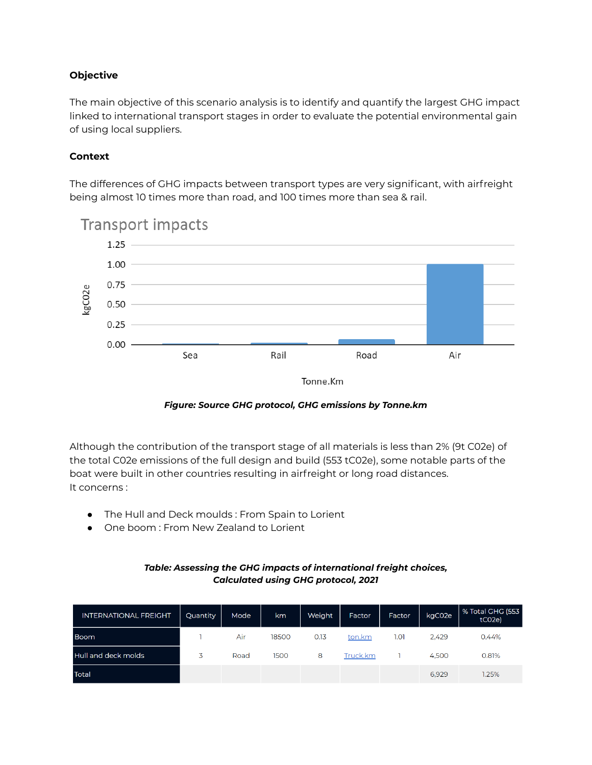**Objective**

The main objective of this scenario analysis is to identify and quantify the largest GHG impact linked to international transport stages in order to evaluate the potential environmental gain of using local suppliers.

**Context**

The differences of GHG impacts between transport types are very significant, with airfreight being almost 10 times more than road, and 100 times more than sea & rail.

*Figure: Source GHG protocol, GHG emissions by Tonne.km*

Although the contribution of the transport stage of all materials is less than 2% (9t C02e) of the total C02e emissions of the full design and build (553 tC02e), some notable parts of the boat were built in other countries resulting in airfreight or long road distances.
It concerns :

- The Hull and Deck moulds : From Spain to Lorient
- One boom : From New Zealand to Lorient

***Table: Assessing the GHG impacts of international freight choices, Calculated using GHG protocol, 2021***

| INTERNATIONAL FREIGHT | Quantity | Mode | km | Weight | Factor | Factor | kgC02e | % Total GHG (553 tC02e) |
|---|---|---|---|---|---|---|---|---|
| Boom | 1 | Air | 18500 | 0.13 | ton.km | 1.01 | 2,429 | 0.44% |
| Hull and deck molds | 3 | Road | 1500 | 8 | Truck.km | 1 | 4,500 | 0.81% |
| Total | | | | | | | 6,929 | 1.25% |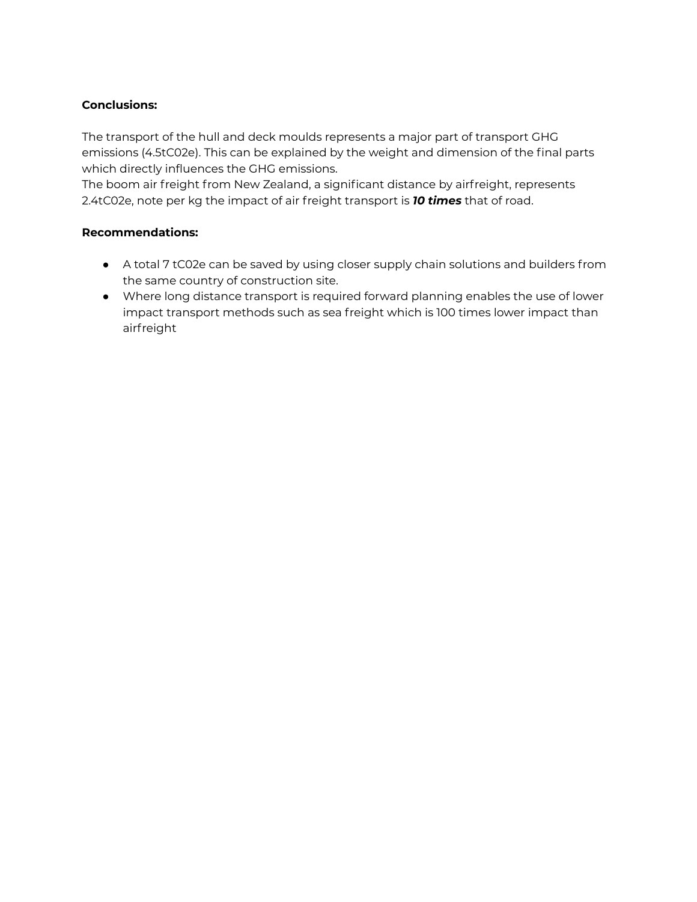**Conclusions:**

The transport of the hull and deck moulds represents a major part of transport GHG emissions (4.5tC02e). This can be explained by the weight and dimension of the final parts which directly influences the GHG emissions.
The boom air freight from New Zealand, a significant distance by airfreight, represents 2.4tC02e, note per kg the impact of air freight transport is ***10 times*** that of road.

**Recommendations:**

- A total 7 tC02e can be saved by using closer supply chain solutions and builders from the same country of construction site.
- Where long distance transport is required forward planning enables the use of lower impact transport methods such as sea freight which is 100 times lower impact than airfreight